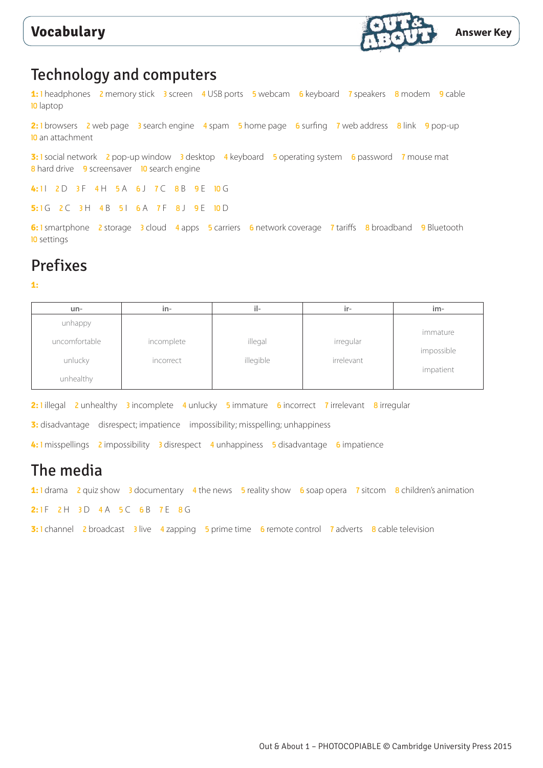# Vocabulary

**Answer Key**

## Technology and computers

**1:** 1 headphones 2 memory stick 3 screen 4 USB ports 5 webcam 6 keyboard 7 speakers 8 modem 9 cable 10 laptop

**2:** 1 browsers 2 web page 3 search engine 4 spam 5 home page 6 surfing 7 web address 8 link 9 pop-up 10 an attachment

**3:** 1 social network 2 pop-up window 3 desktop 4 keyboard 5 operating system 6 password 7 mouse mat 8 hard drive 9 screensaver 10 search engine

**4:** 1 I 2 D 3 F 4 H 5 A 6 J 7 C 8 B 9 E 10 G

**5:** 1 G 2 C 3 H 4 B 5 I 6 A 7 F 8 J 9 E 10 D

**6:** 1 smartphone 2 storage 3 cloud 4 apps 5 carriers 6 network coverage 7 tariffs 8 broadband 9 Bluetooth 10 settings

## Prefixes

**1:**

| un- | in- | il- | ir- | im- |
|---|---|---|---|---|
| unhappy<br>uncomfortable<br>unlucky<br>unhealthy | incomplete<br>incorrect | illegal<br>illegible | irregular<br>irrelevant | immature<br>impossible<br>impatient |

**2:** 1 illegal 2 unhealthy 3 incomplete 4 unlucky 5 immature 6 incorrect 7 irrelevant 8 irregular

**3:** disadvantage disrespect; impatience impossibility; misspelling; unhappiness

**4:** 1 misspellings 2 impossibility 3 disrespect 4 unhappiness 5 disadvantage 6 impatience

## The media

**1:** 1 drama 2 quiz show 3 documentary 4 the news 5 reality show 6 soap opera 7 sitcom 8 children's animation

**2:** 1 F 2 H 3 D 4 A 5 C 6 B 7 E 8 G

**3:** 1 channel 2 broadcast 3 live 4 zapping 5 prime time 6 remote control 7 adverts 8 cable television

Out & About 1 – PHOTOCOPIABLE © Cambridge University Press 2015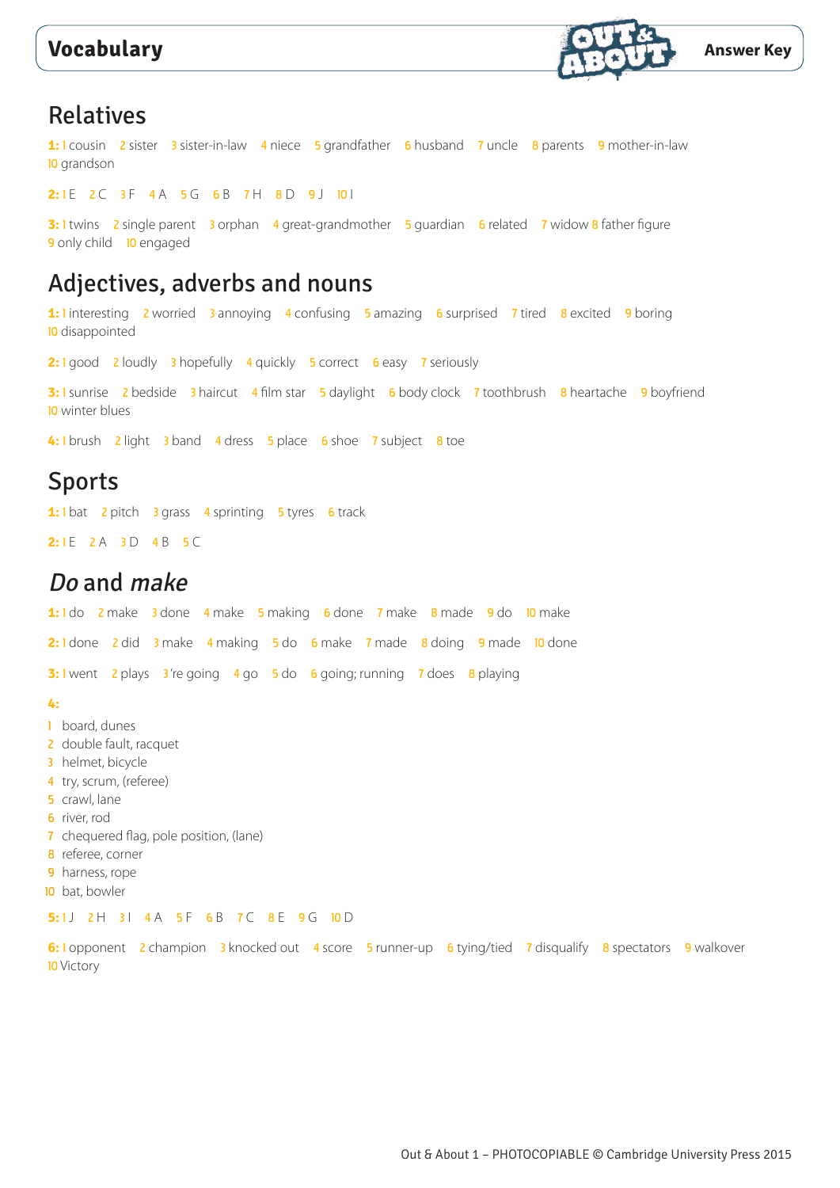# Vocabulary

Answer Key

## Relatives

**1:** 1 cousin 2 sister 3 sister-in-law 4 niece 5 grandfather 6 husband 7 uncle 8 parents 9 mother-in-law 10 grandson

**2:** 1 E 2 C 3 F 4 A 5 G 6 B 7 H 8 D 9 J 10 I

**3:** 1 twins 2 single parent 3 orphan 4 great-grandmother 5 guardian 6 related 7 widow 8 father figure 9 only child 10 engaged

## Adjectives, adverbs and nouns

**1:** 1 interesting 2 worried 3 annoying 4 confusing 5 amazing 6 surprised 7 tired 8 excited 9 boring 10 disappointed

**2:** 1 good 2 loudly 3 hopefully 4 quickly 5 correct 6 easy 7 seriously

**3:** 1 sunrise 2 bedside 3 haircut 4 film star 5 daylight 6 body clock 7 toothbrush 8 heartache 9 boyfriend 10 winter blues

**4:** 1 brush 2 light 3 band 4 dress 5 place 6 shoe 7 subject 8 toe

## Sports

**1:** 1 bat 2 pitch 3 grass 4 sprinting 5 tyres 6 track

**2:** 1 E 2 A 3 D 4 B 5 C

## *Do* and *make*

**1:** 1 do 2 make 3 done 4 make 5 making 6 done 7 make 8 made 9 do 10 make

**2:** 1 done 2 did 3 make 4 making 5 do 6 make 7 made 8 doing 9 made 10 done

**3:** 1 went 2 plays 3 're going 4 go 5 do 6 going; running 7 does 8 playing

**4:**

1 board, dunes
2 double fault, racquet
3 helmet, bicycle
4 try, scrum, (referee)
5 crawl, lane
6 river, rod
7 chequered flag, pole position, (lane)
8 referee, corner
9 harness, rope
10 bat, bowler

**5:** 1 J 2 H 3 I 4 A 5 F 6 B 7 C 8 E 9 G 10 D

**6:** 1 opponent 2 champion 3 knocked out 4 score 5 runner-up 6 tying/tied 7 disqualify 8 spectators 9 walkover 10 Victory

Out & About 1 – PHOTOCOPIABLE © Cambridge University Press 2015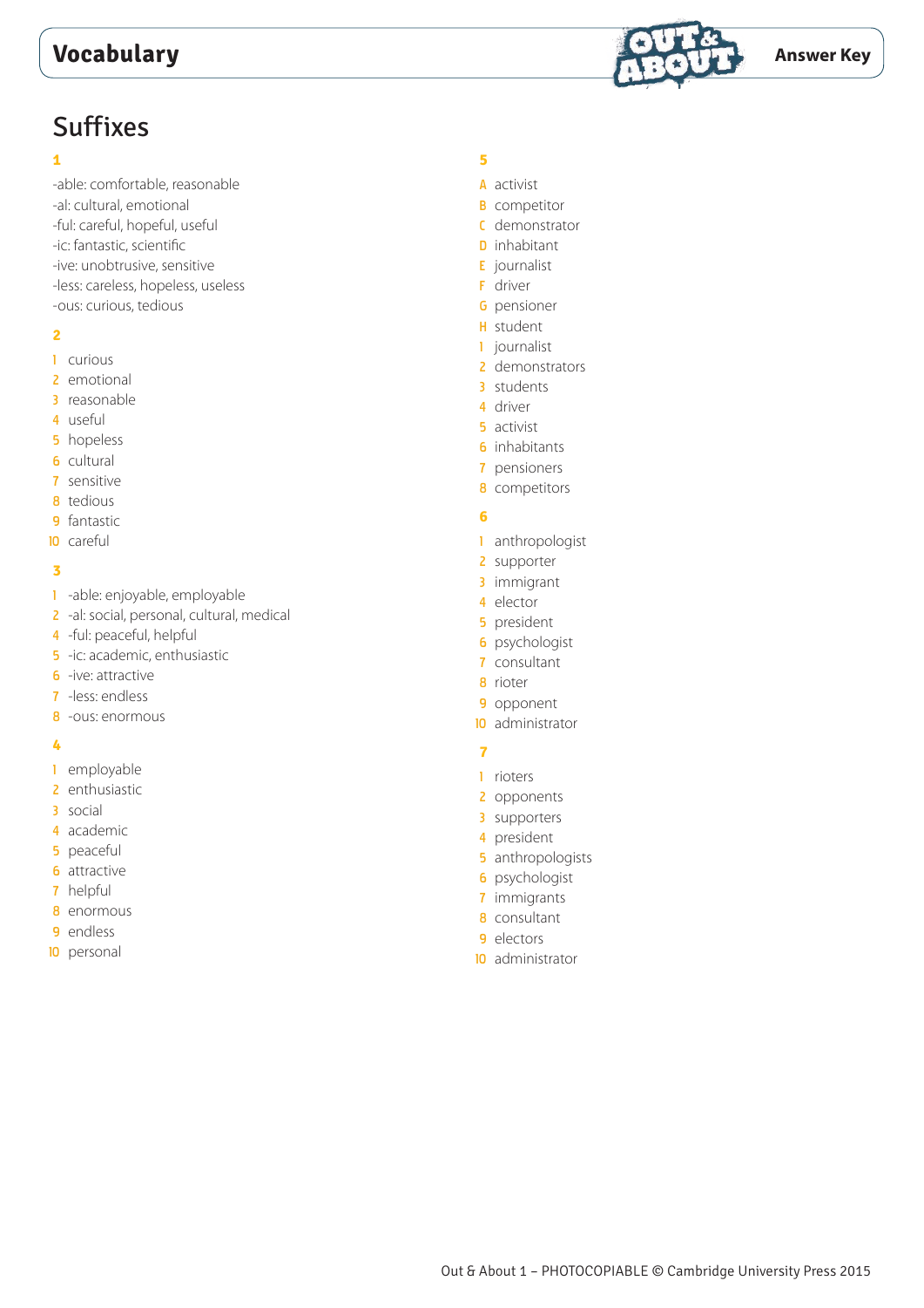# Vocabulary

**Answer Key**

## Suffixes

**1**

-able: comfortable, reasonable
-al: cultural, emotional
-ful: careful, hopeful, useful
-ic: fantastic, scientific
-ive: unobtrusive, sensitive
-less: careless, hopeless, useless
-ous: curious, tedious

**2**

1 curious
2 emotional
3 reasonable
4 useful
5 hopeless
6 cultural
7 sensitive
8 tedious
9 fantastic
10 careful

**3**

1 -able: enjoyable, employable
2 -al: social, personal, cultural, medical
4 -ful: peaceful, helpful
5 -ic: academic, enthusiastic
6 -ive: attractive
7 -less: endless
8 -ous: enormous

**4**

1 employable
2 enthusiastic
3 social
4 academic
5 peaceful
6 attractive
7 helpful
8 enormous
9 endless
10 personal

**5**

A activist
B competitor
C demonstrator
D inhabitant
E journalist
F driver
G pensioner
H student
1 journalist
2 demonstrators
3 students
4 driver
5 activist
6 inhabitants
7 pensioners
8 competitors

**6**

1 anthropologist
2 supporter
3 immigrant
4 elector
5 president
6 psychologist
7 consultant
8 rioter
9 opponent
10 administrator

**7**

1 rioters
2 opponents
3 supporters
4 president
5 anthropologists
6 psychologist
7 immigrants
8 consultant
9 electors
10 administrator

Out & About 1 – PHOTOCOPIABLE © Cambridge University Press 2015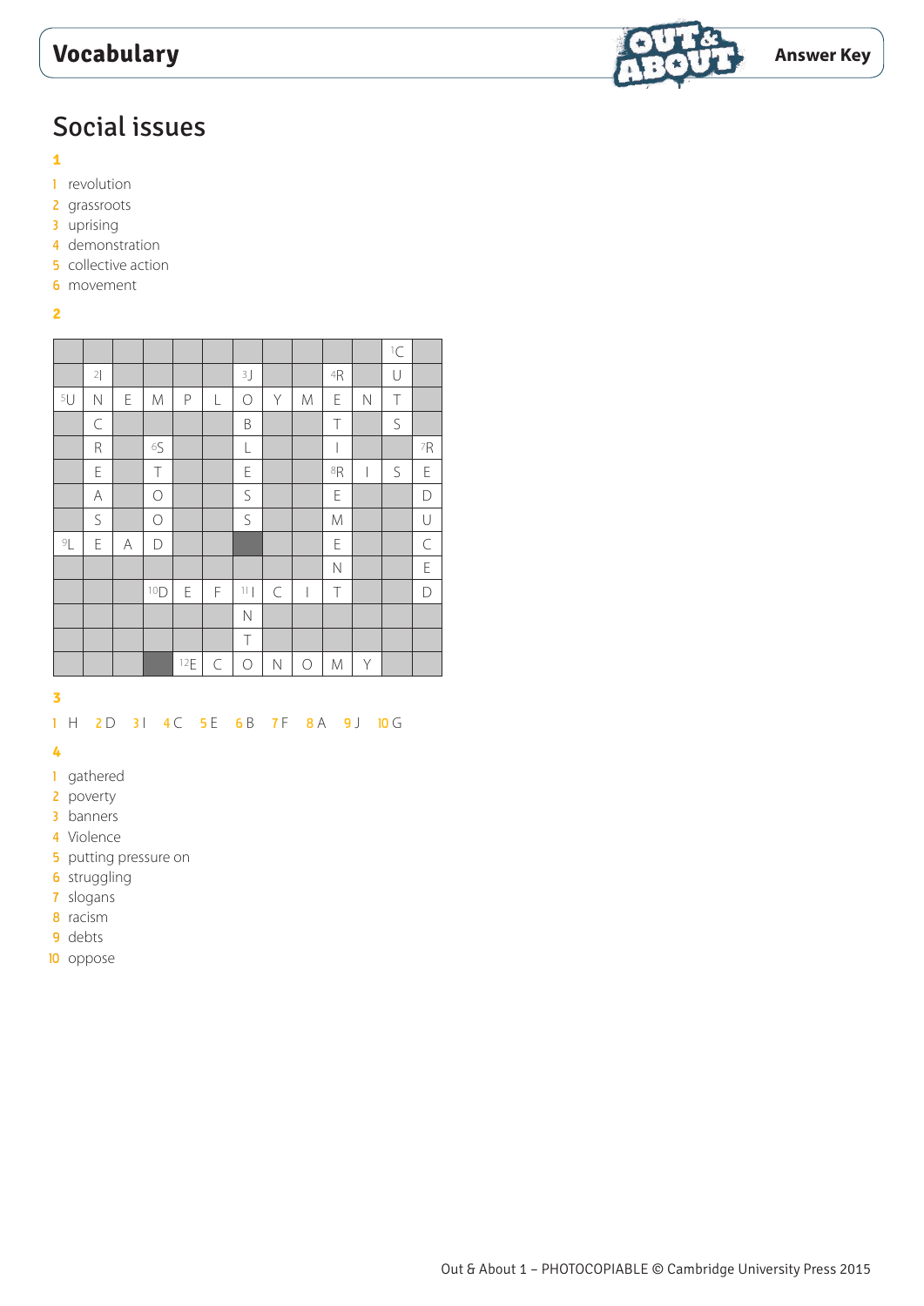# Social issues

**1**

1. revolution
2. grassroots
3. uprising
4. demonstration
5. collective action
6. movement

**2**

| | | | | | | | | | | | | |
|---|---|---|---|---|---|---|---|---|---|---|---|---|
| | | | | | | | | | | | 1C | |
| | 2I | | | | | 3J | | | 4R | | U | |
| 5U | N | E | M | P | L | O | Y | M | E | N | T | |
| | C | | | | | B | | | T | | S | |
| | R | | 6S | | | L | | | I | | | 7R |
| | E | | T | | | E | | | 8R | I | S | E |
| | A | | O | | | S | | | E | | | D |
| | S | | O | | | S | | | M | | | U |
| 9L | E | A | D | | | | | | E | | | C |
| | | | | | | | | | N | | | E |
| | | | 10D | E | F | 11I | C | I | T | | | D |
| | | | | | | N | | | | | | |
| | | | | | | T | | | | | | |
| | | | | 12E | C | O | N | O | M | Y | | |

**3**

1 H 2 D 3 I 4 C 5 E 6 B 7 F 8 A 9 J 10 G

**4**

1. gathered
2. poverty
3. banners
4. Violence
5. putting pressure on
6. struggling
7. slogans
8. racism
9. debts
10. oppose